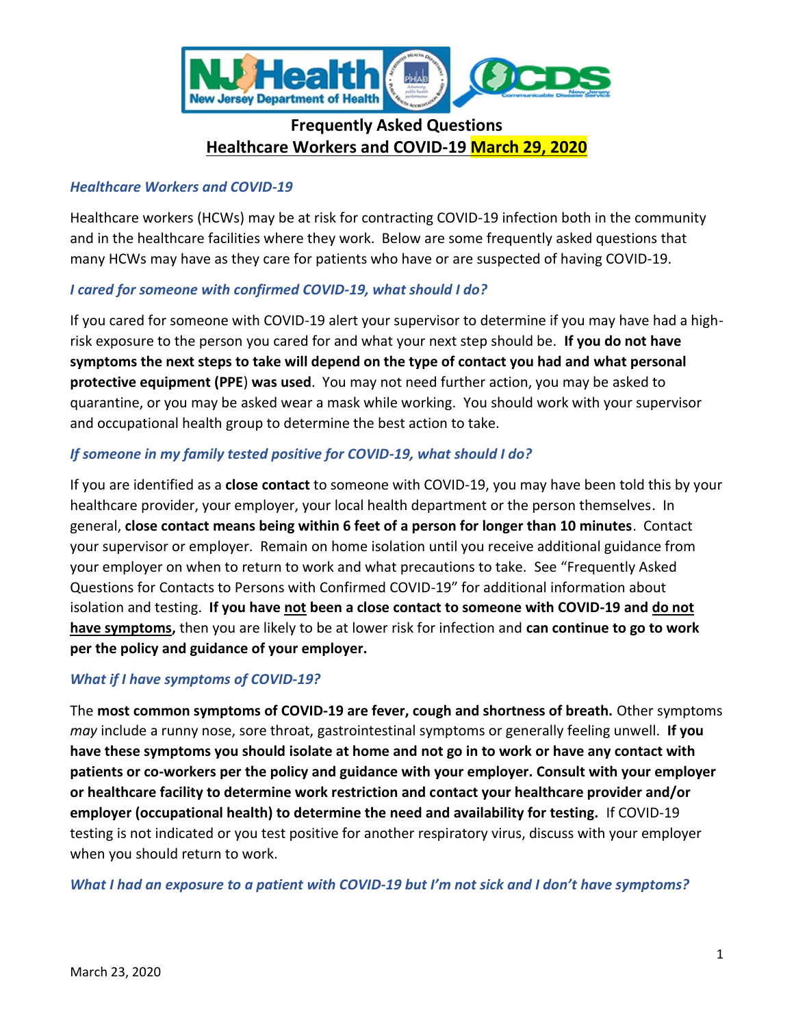# Frequently Asked Questions

## Healthcare Workers and COVID-19 March 29, 2020

### *Healthcare Workers and COVID-19*

Healthcare workers (HCWs) may be at risk for contracting COVID-19 infection both in the community and in the healthcare facilities where they work. Below are some frequently asked questions that many HCWs may have as they care for patients who have or are suspected of having COVID-19.

### *I cared for someone with confirmed COVID-19, what should I do?*

If you cared for someone with COVID-19 alert your supervisor to determine if you may have had a high-risk exposure to the person you cared for and what your next step should be. **If you do not have symptoms the next steps to take will depend on the type of contact you had and what personal protective equipment (PPE) was used**. You may not need further action, you may be asked to quarantine, or you may be asked wear a mask while working. You should work with your supervisor and occupational health group to determine the best action to take.

### *If someone in my family tested positive for COVID-19, what should I do?*

If you are identified as a **close contact** to someone with COVID-19, you may have been told this by your healthcare provider, your employer, your local health department or the person themselves. In general, **close contact means being within 6 feet of a person for longer than 10 minutes**. Contact your supervisor or employer. Remain on home isolation until you receive additional guidance from your employer on when to return to work and what precautions to take. See "Frequently Asked Questions for Contacts to Persons with Confirmed COVID-19" for additional information about isolation and testing. **If you have <u>not</u> been a close contact to someone with COVID-19 and <u>do not have symptoms</u>,** then you are likely to be at lower risk for infection and **can continue to go to work per the policy and guidance of your employer.**

### *What if I have symptoms of COVID-19?*

The **most common symptoms of COVID-19 are fever, cough and shortness of breath.** Other symptoms *may* include a runny nose, sore throat, gastrointestinal symptoms or generally feeling unwell. **If you have these symptoms you should isolate at home and not go in to work or have any contact with patients or co-workers per the policy and guidance with your employer. Consult with your employer or healthcare facility to determine work restriction and contact your healthcare provider and/or employer (occupational health) to determine the need and availability for testing.** If COVID-19 testing is not indicated or you test positive for another respiratory virus, discuss with your employer when you should return to work.

### *What I had an exposure to a patient with COVID-19 but I'm not sick and I don't have symptoms?*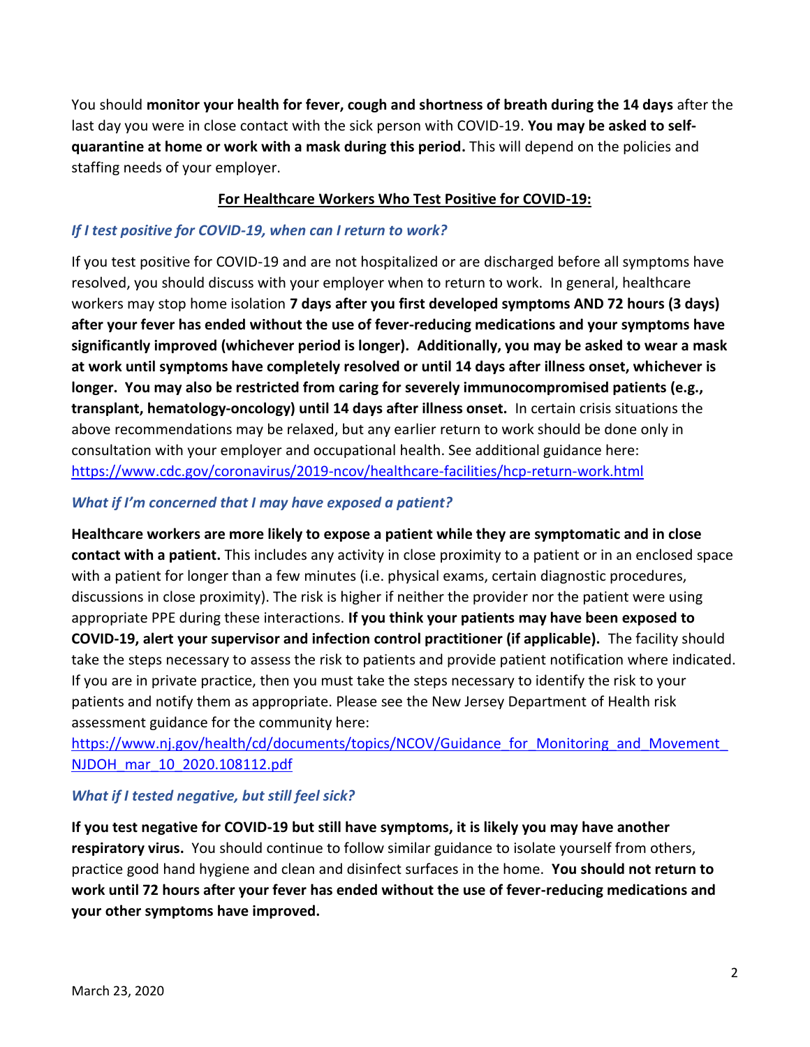You should **monitor your health for fever, cough and shortness of breath during the 14 days** after the last day you were in close contact with the sick person with COVID-19. **You may be asked to self-quarantine at home or work with a mask during this period.** This will depend on the policies and staffing needs of your employer.

## For Healthcare Workers Who Test Positive for COVID-19:

### *If I test positive for COVID-19, when can I return to work?*

If you test positive for COVID-19 and are not hospitalized or are discharged before all symptoms have resolved, you should discuss with your employer when to return to work. In general, healthcare workers may stop home isolation **7 days after you first developed symptoms AND 72 hours (3 days) after your fever has ended without the use of fever-reducing medications and your symptoms have significantly improved (whichever period is longer). Additionally, you may be asked to wear a mask at work until symptoms have completely resolved or until 14 days after illness onset, whichever is longer. You may also be restricted from caring for severely immunocompromised patients (e.g., transplant, hematology-oncology) until 14 days after illness onset.** In certain crisis situations the above recommendations may be relaxed, but any earlier return to work should be done only in consultation with your employer and occupational health. See additional guidance here: https://www.cdc.gov/coronavirus/2019-ncov/healthcare-facilities/hcp-return-work.html

### *What if I'm concerned that I may have exposed a patient?*

**Healthcare workers are more likely to expose a patient while they are symptomatic and in close contact with a patient.** This includes any activity in close proximity to a patient or in an enclosed space with a patient for longer than a few minutes (i.e. physical exams, certain diagnostic procedures, discussions in close proximity). The risk is higher if neither the provider nor the patient were using appropriate PPE during these interactions. **If you think your patients may have been exposed to COVID-19, alert your supervisor and infection control practitioner (if applicable).** The facility should take the steps necessary to assess the risk to patients and provide patient notification where indicated. If you are in private practice, then you must take the steps necessary to identify the risk to your patients and notify them as appropriate. Please see the New Jersey Department of Health risk assessment guidance for the community here:
https://www.nj.gov/health/cd/documents/topics/NCOV/Guidance_for_Monitoring_and_Movement_NJDOH_mar_10_2020.108112.pdf

### *What if I tested negative, but still feel sick?*

**If you test negative for COVID-19 but still have symptoms, it is likely you may have another respiratory virus.** You should continue to follow similar guidance to isolate yourself from others, practice good hand hygiene and clean and disinfect surfaces in the home. **You should not return to work until 72 hours after your fever has ended without the use of fever-reducing medications and your other symptoms have improved.**

March 23, 2020